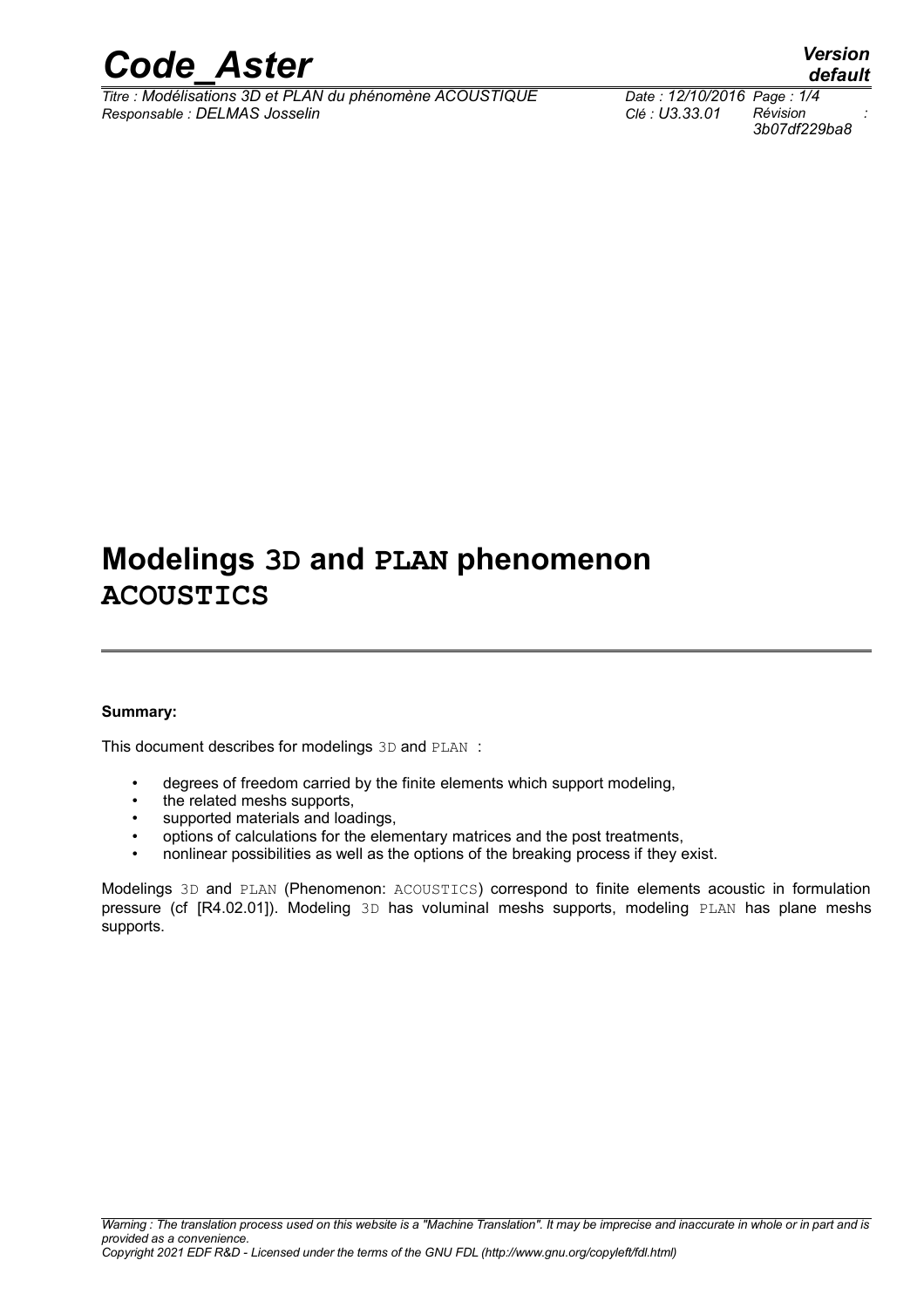# Modelings 3D and PLAN phenomenon ACOUSTICS

**Summary:**

This document describes for modelings 3D and PLAN :

- degrees of freedom carried by the finite elements which support modeling,
- the related meshs supports,
- supported materials and loadings,
- options of calculations for the elementary matrices and the post treatments,
- nonlinear possibilities as well as the options of the breaking process if they exist.

Modelings 3D and PLAN (Phenomenon: ACOUSTICS) correspond to finite elements acoustic in formulation pressure (cf [R4.02.01]). Modeling 3D has voluminal meshs supports, modeling PLAN has plane meshs supports.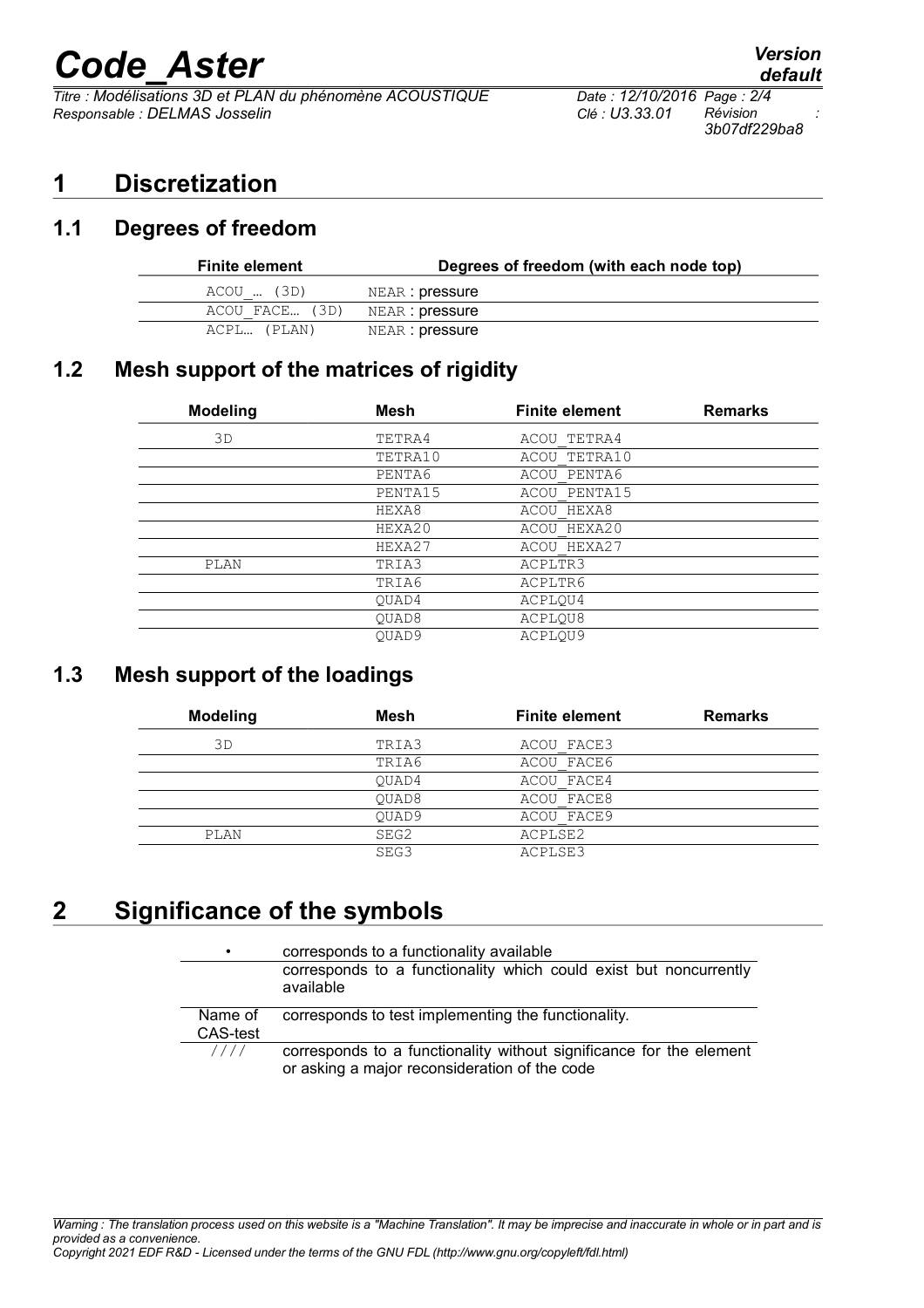# 1 Discretization

## 1.1 Degrees of freedom

| Finite element | Degrees of freedom (with each node top) |
|---|---|
| ACOU_… (3D) | NEAR : pressure |
| ACOU_FACE… (3D) | NEAR : pressure |
| ACPL… (PLAN) | NEAR : pressure |

## 1.2 Mesh support of the matrices of rigidity

| Modeling | Mesh | Finite element | Remarks |
|---|---|---|---|
| 3D | TETRA4 | ACOU_TETRA4 | |
| | TETRA10 | ACOU_TETRA10 | |
| | PENTA6 | ACOU_PENTA6 | |
| | PENTA15 | ACOU_PENTA15 | |
| | HEXA8 | ACOU_HEXA8 | |
| | HEXA20 | ACOU_HEXA20 | |
| | HEXA27 | ACOU_HEXA27 | |
| PLAN | TRIA3 | ACPLTR3 | |
| | TRIA6 | ACPLTR6 | |
| | QUAD4 | ACPLQU4 | |
| | QUAD8 | ACPLQU8 | |
| | QUAD9 | ACPLQU9 | |

## 1.3 Mesh support of the loadings

| Modeling | Mesh | Finite element | Remarks |
|---|---|---|---|
| 3D | TRIA3 | ACOU_FACE3 | |
| | TRIA6 | ACOU_FACE6 | |
| | QUAD4 | ACOU_FACE4 | |
| | QUAD8 | ACOU_FACE8 | |
| | QUAD9 | ACOU_FACE9 | |
| PLAN | SEG2 | ACPLSE2 | |
| | SEG3 | ACPLSE3 | |

# 2 Significance of the symbols

| | |
|---|---|
| • | corresponds to a functionality available |
| | corresponds to a functionality which could exist but noncurrently available |
| Name of CAS-test | corresponds to test implementing the functionality. |
| //// | corresponds to a functionality without significance for the element or asking a major reconsideration of the code |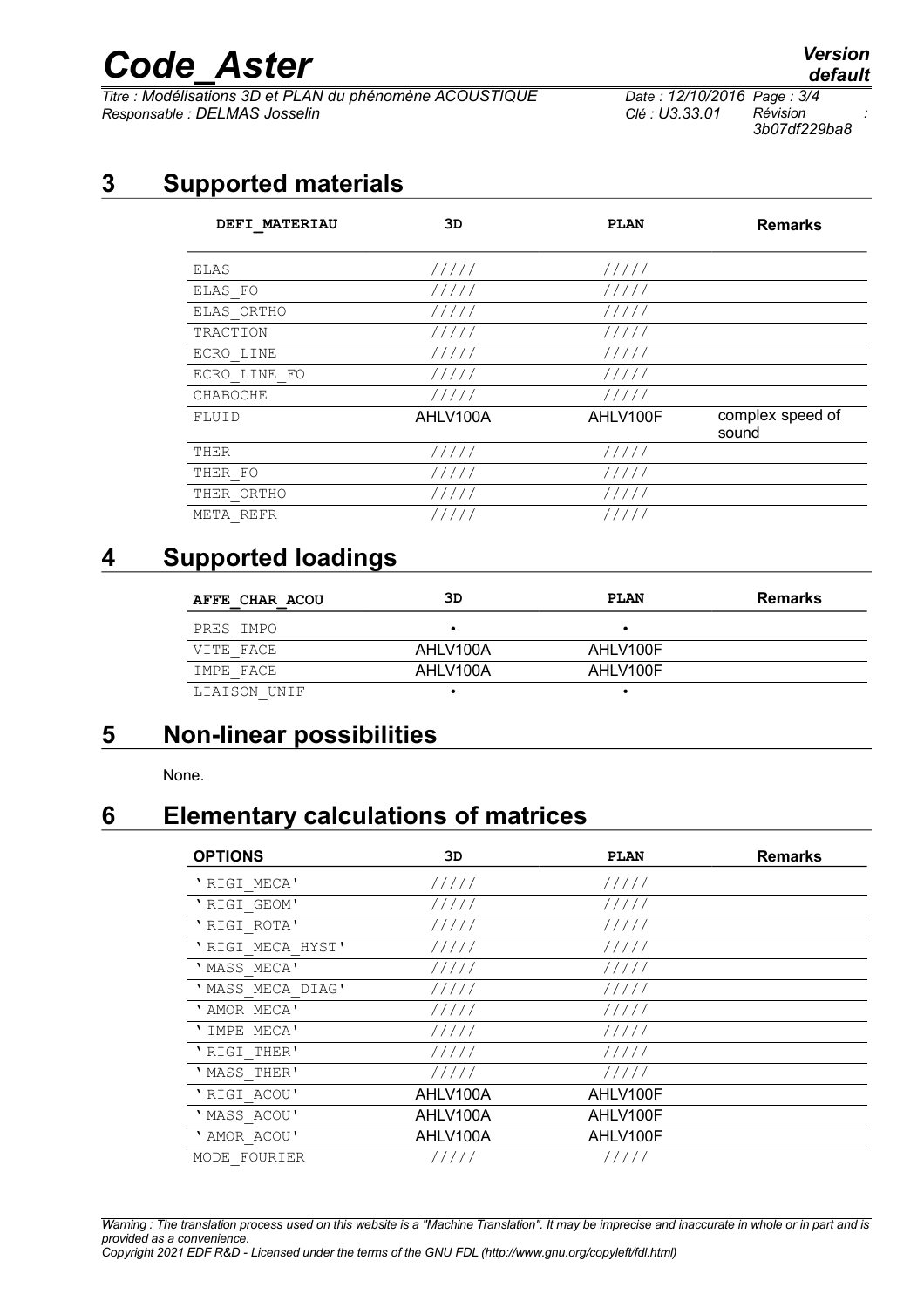## 3 Supported materials

| DEFI_MATERIAU | 3D | PLAN | Remarks |
|---|---|---|---|
| ELAS | ///// | ///// | |
| ELAS_FO | ///// | ///// | |
| ELAS_ORTHO | ///// | ///// | |
| TRACTION | ///// | ///// | |
| ECRO_LINE | ///// | ///// | |
| ECRO_LINE_FO | ///// | ///// | |
| CHABOCHE | ///// | ///// | |
| FLUID | AHLV100A | AHLV100F | complex speed of sound |
| THER | ///// | ///// | |
| THER_FO | ///// | ///// | |
| THER_ORTHO | ///// | ///// | |
| META_REFR | ///// | ///// | |

## 4 Supported loadings

| AFFE_CHAR_ACOU | 3D | PLAN | Remarks |
|---|---|---|---|
| PRES_IMPO | • | • | |
| VITE_FACE | AHLV100A | AHLV100F | |
| IMPE_FACE | AHLV100A | AHLV100F | |
| LIAISON_UNIF | • | • | |

## 5 Non-linear possibilities

None.

## 6 Elementary calculations of matrices

| OPTIONS | 3D | PLAN | Remarks |
|---|---|---|---|
| 'RIGI_MECA' | ///// | ///// | |
| 'RIGI_GEOM' | ///// | ///// | |
| 'RIGI_ROTA' | ///// | ///// | |
| 'RIGI_MECA_HYST' | ///// | ///// | |
| 'MASS_MECA' | ///// | ///// | |
| 'MASS_MECA_DIAG' | ///// | ///// | |
| 'AMOR_MECA' | ///// | ///// | |
| 'IMPE_MECA' | ///// | ///// | |
| 'RIGI_THER' | ///// | ///// | |
| 'MASS_THER' | ///// | ///// | |
| 'RIGI_ACOU' | AHLV100A | AHLV100F | |
| 'MASS_ACOU' | AHLV100A | AHLV100F | |
| 'AMOR_ACOU' | AHLV100A | AHLV100F | |
| MODE_FOURIER | ///// | ///// | |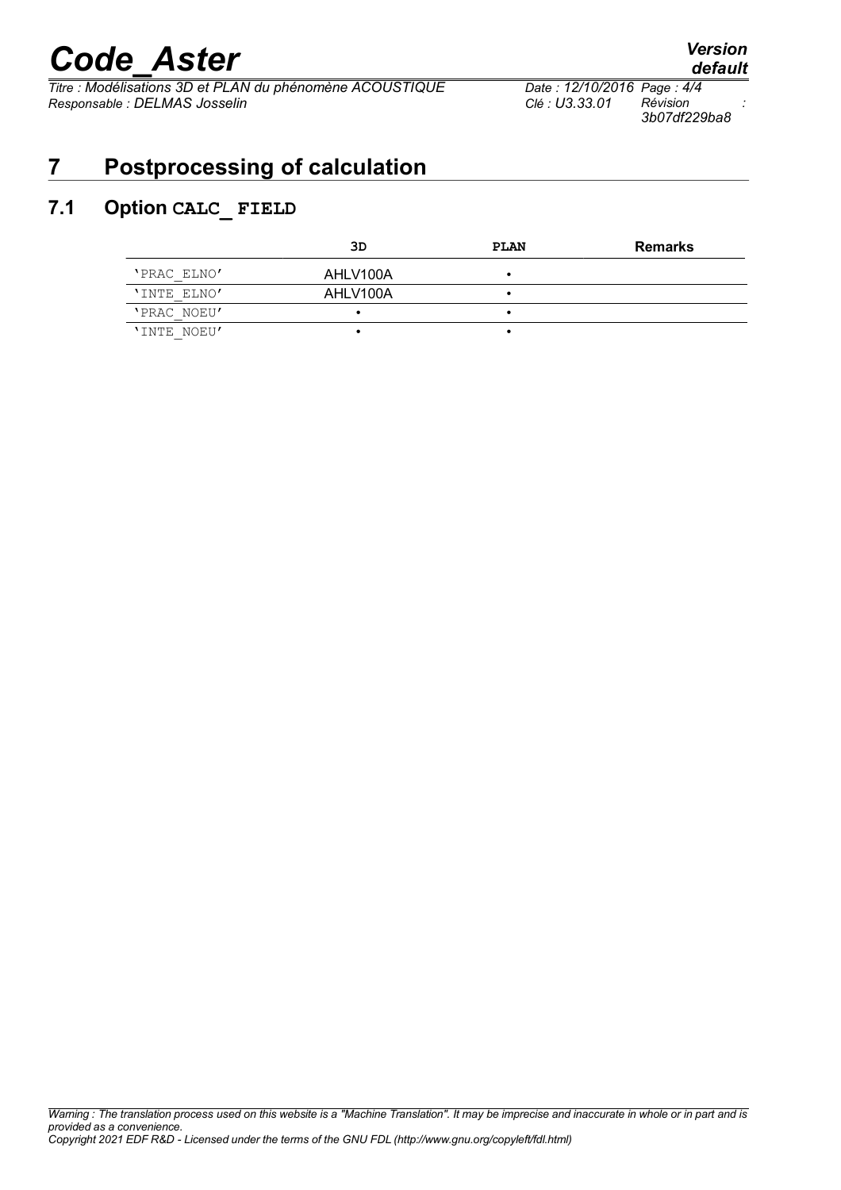# 7 Postprocessing of calculation

## 7.1 Option CALC_ FIELD

| | 3D | PLAN | Remarks |
|---|---|---|---|
| 'PRAC_ELNO' | AHLV100A | • | |
| 'INTE_ELNO' | AHLV100A | • | |
| 'PRAC_NOEU' | • | • | |
| 'INTE_NOEU' | • | • | |